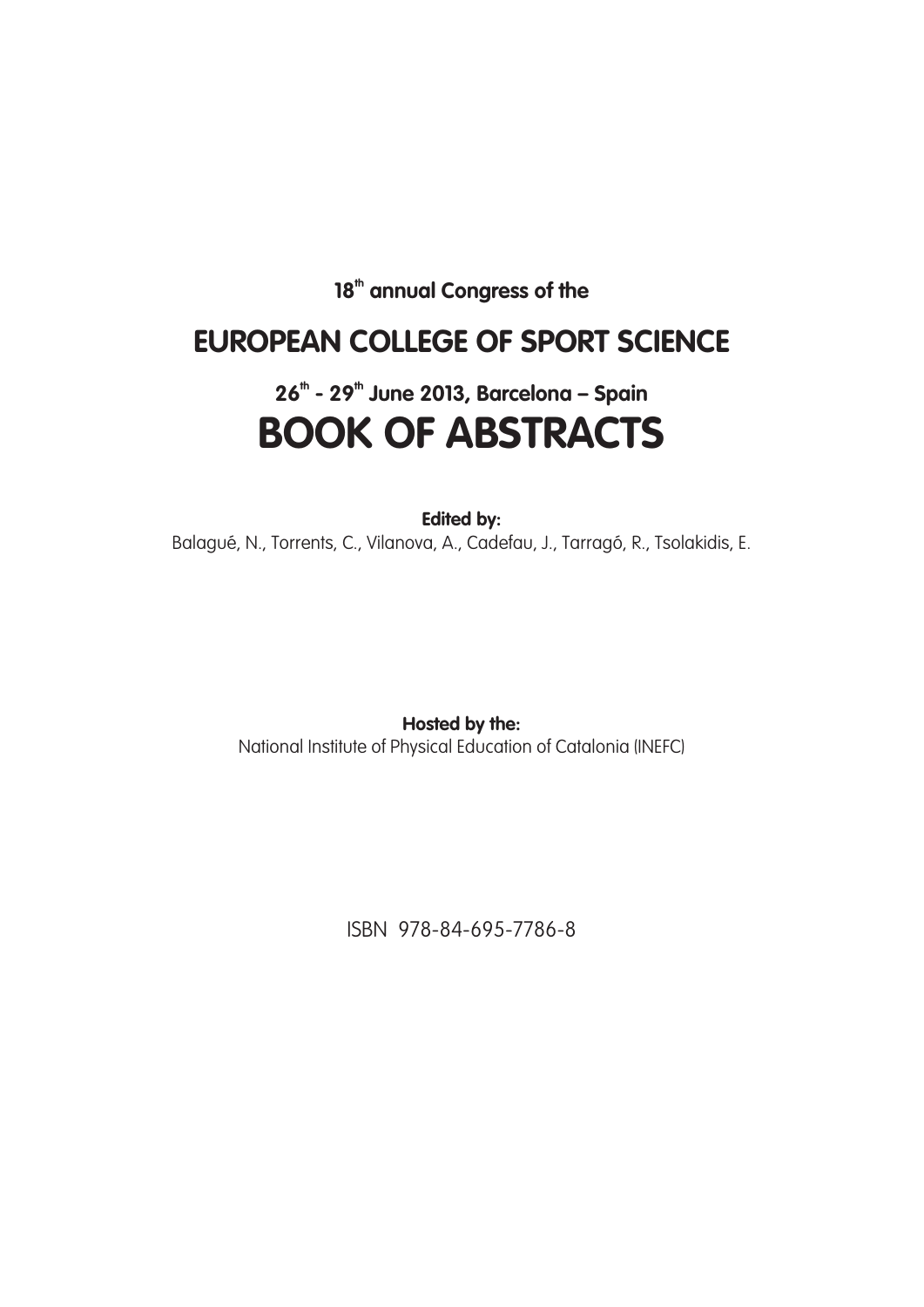18th annual Congress of the

# EUROPEAN COLLEGE OF SPORT SCIENCE

## 26th - 29th June 2013, Barcelona – Spain

# BOOK OF ABSTRACTS

**Edited by:**

Balagué, N., Torrents, C., Vilanova, A., Cadefau, J., Tarragó, R., Tsolakidis, E.

**Hosted by the:**

National Institute of Physical Education of Catalonia (INEFC)

ISBN 978-84-695-7786-8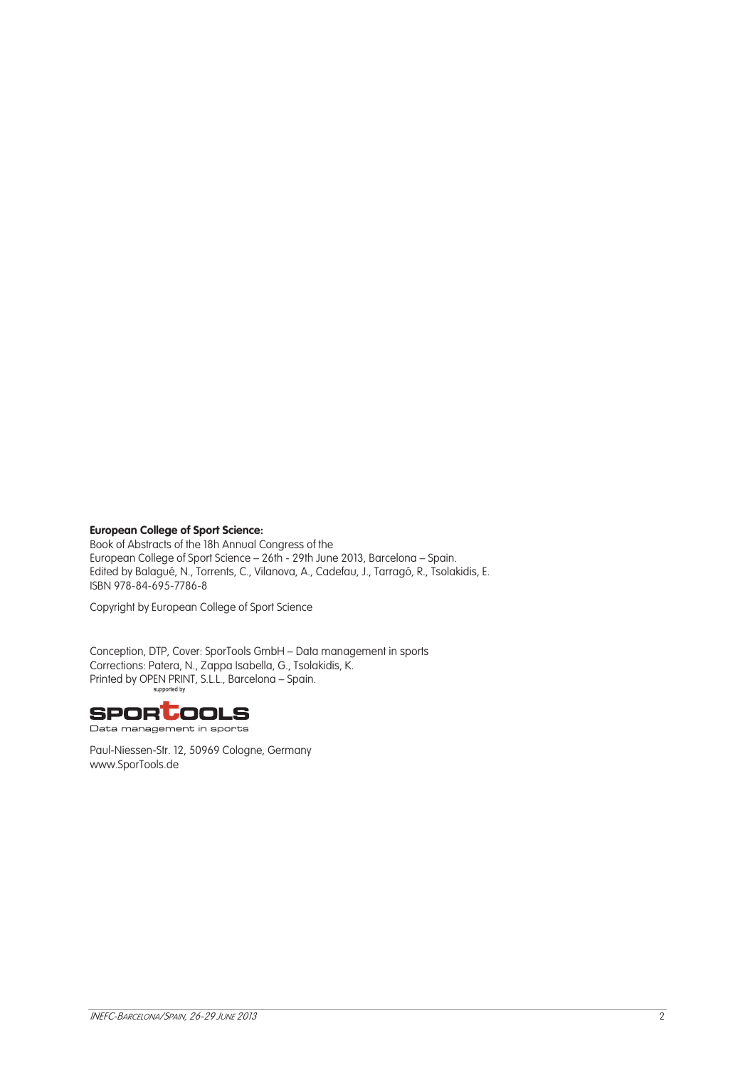**European College of Sport Science:**
Book of Abstracts of the 18h Annual Congress of the
European College of Sport Science – 26th - 29th June 2013, Barcelona – Spain.
Edited by Balagué, N., Torrents, C., Vilanova, A., Cadefau, J., Tarragó, R., Tsolakidis, E.
ISBN 978-84-695-7786-8

Copyright by European College of Sport Science

Conception, DTP, Cover: SporTools GmbH – Data management in sports
Corrections: Patera, N., Zappa Isabella, G., Tsolakidis, K.
Printed by OPEN PRINT, S.L.L., Barcelona – Spain.

supported by

SPORTOOLS
Data management in sports

Paul-Niessen-Str. 12, 50969 Cologne, Germany
www.SporTools.de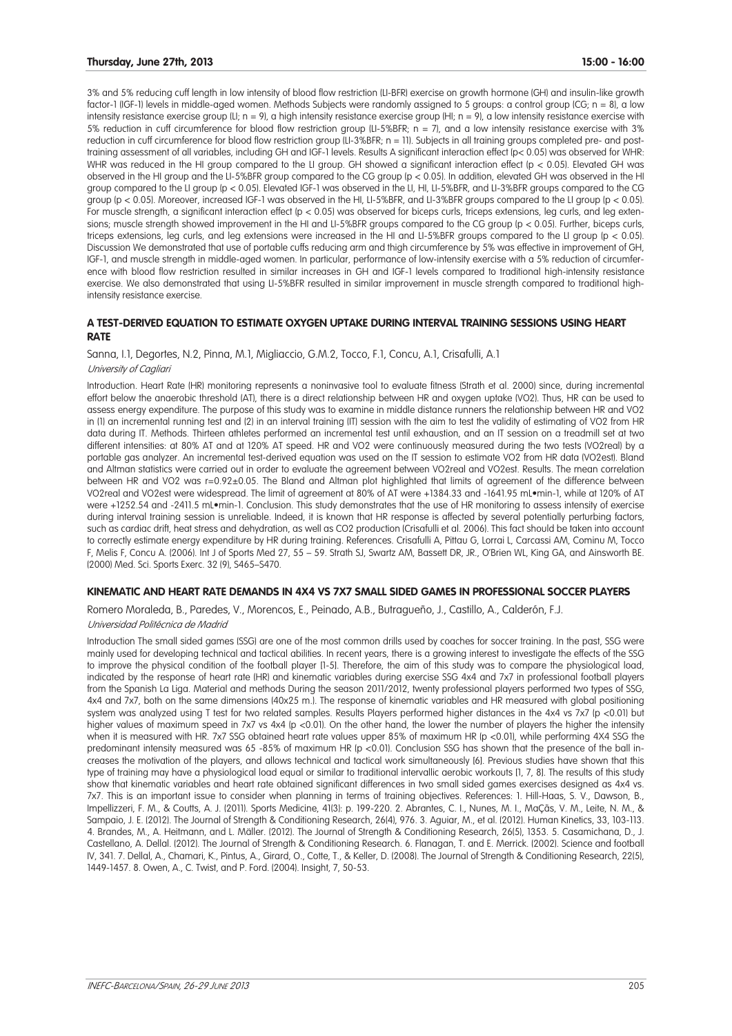3% and 5% reducing cuff length in low intensity of blood flow restriction (LI-BFR) exercise on growth hormone (GH) and insulin-like growth factor-1 (IGF-1) levels in middle-aged women. Methods Subjects were randomly assigned to 5 groups: a control group (CG; n = 8), a low intensity resistance exercise group (LI; n = 9), a high intensity resistance exercise group (HI; n = 9), a low intensity resistance exercise with 5% reduction in cuff circumference for blood flow restriction group (LI-5%BFR; n = 7), and a low intensity resistance exercise with 3% reduction in cuff circumference for blood flow restriction group (LI-3%BFR; n = 11). Subjects in all training groups completed pre- and post-training assessment of all variables, including GH and IGF-1 levels. Results A significant interaction effect ($p < 0.05$) was observed for WHR: WHR was reduced in the HI group compared to the LI group. GH showed a significant interaction effect ($p < 0.05$). Elevated GH was observed in the HI group and the LI-5%BFR group compared to the CG group ($p < 0.05$). In addition, elevated GH was observed in the HI group compared to the LI group ($p < 0.05$). Elevated IGF-1 was observed in the LI, HI, LI-5%BFR, and LI-3%BFR groups compared to the CG group ($p < 0.05$). Moreover, increased IGF-1 was observed in the HI, LI-5%BFR, and LI-3%BFR groups compared to the LI group ($p < 0.05$). For muscle strength, a significant interaction effect ($p < 0.05$) was observed for biceps curls, triceps extensions, leg curls, and leg extensions; muscle strength showed improvement in the HI and LI-5%BFR groups compared to the CG group ($p < 0.05$). Further, biceps curls, triceps extensions, leg curls, and leg extensions were increased in the HI and LI-5%BFR groups compared to the LI group ($p < 0.05$). Discussion We demonstrated that use of portable cuffs reducing arm and thigh circumference by 5% was effective in improvement of GH, IGF-1, and muscle strength in middle-aged women. In particular, performance of low-intensity exercise with a 5% reduction of circumference with blood flow restriction resulted in similar increases in GH and IGF-1 levels compared to traditional high-intensity resistance exercise. We also demonstrated that using LI-5%BFR resulted in similar improvement in muscle strength compared to traditional high-intensity resistance exercise.

### A TEST-DERIVED EQUATION TO ESTIMATE OXYGEN UPTAKE DURING INTERVAL TRAINING SESSIONS USING HEART RATE

Sanna, I.1, Degortes, N.2, Pinna, M.1, Migliaccio, G.M.2, Tocco, F.1, Concu, A.1, Crisafulli, A.1

*University of Cagliari*

Introduction. Heart Rate (HR) monitoring represents a noninvasive tool to evaluate fitness (Strath et al. 2000) since, during incremental effort below the anaerobic threshold (AT), there is a direct relationship between HR and oxygen uptake (VO2). Thus, HR can be used to assess energy expenditure. The purpose of this study was to examine in middle distance runners the relationship between HR and VO2 in (1) an incremental running test and (2) in an interval training (IT) session with the aim to test the validity of estimating of VO2 from HR data during IT. Methods. Thirteen athletes performed an incremental test until exhaustion, and an IT session on a treadmill set at two different intensities: at 80% AT and at 120% AT speed. HR and VO2 were continuously measured during the two tests (VO2real) by a portable gas analyzer. An incremental test-derived equation was used on the IT session to estimate VO2 from HR data (VO2est). Bland and Altman statistics were carried out in order to evaluate the agreement between VO2real and VO2est. Results. The mean correlation between HR and VO2 was $r=0.92\pm0.05$. The Bland and Altman plot highlighted that limits of agreement of the difference between VO2real and VO2est were widespread. The limit of agreement at 80% of AT were +1384.33 and -1641.95 mL•min-1, while at 120% of AT were +1252.54 and -2411.5 mL•min-1. Conclusion. This study demonstrates that the use of HR monitoring to assess intensity of exercise during interval training session is unreliable. Indeed, it is known that HR response is affected by several potentially perturbing factors, such as cardiac drift, heat stress and dehydration, as well as $CO_2$ production (Crisafulli et al. 2006). This fact should be taken into account to correctly estimate energy expenditure by HR during training. References. Crisafulli A, Pittau G, Lorrai L, Carcassi AM, Cominu M, Tocco F, Melis F, Concu A. (2006). Int J of Sports Med 27, 55 – 59. Strath SJ, Swartz AM, Bassett DR, JR., O'Brien WL, King GA, and Ainsworth BE. (2000) Med. Sci. Sports Exerc. 32 (9), S465–S470.

### KINEMATIC AND HEART RATE DEMANDS IN 4X4 VS 7X7 SMALL SIDED GAMES IN PROFESSIONAL SOCCER PLAYERS

Romero Moraleda, B., Paredes, V., Morencos, E., Peinado, A.B., Butragueño, J., Castillo, A., Calderón, F.J.

*Universidad Politécnica de Madrid*

Introduction The small sided games (SSG) are one of the most common drills used by coaches for soccer training. In the past, SSG were mainly used for developing technical and tactical abilities. In recent years, there is a growing interest to investigate the effects of the SSG to improve the physical condition of the football player [1-5]. Therefore, the aim of this study was to compare the physiological load, indicated by the response of heart rate (HR) and kinematic variables during exercise SSG 4x4 and 7x7 in professional football players from the Spanish La Liga. Material and methods During the season 2011/2012, twenty professional players performed two types of SSG, 4x4 and 7x7, both on the same dimensions (40x25 m.). The response of kinematic variables and HR measured with global positioning system was analyzed using T test for two related samples. Results Players performed higher distances in the 4x4 vs 7x7 ($p < 0.01$) but higher values of maximum speed in 7x7 vs 4x4 ($p < 0.01$). On the other hand, the lower the number of players the higher the intensity when it is measured with HR. 7x7 SSG obtained heart rate values upper 85% of maximum HR ($p < 0.01$), while performing 4X4 SSG the predominant intensity measured was 65 -85% of maximum HR ($p < 0.01$). Conclusion SSG has shown that the presence of the ball increases the motivation of the players, and allows technical and tactical work simultaneously [6]. Previous studies have shown that this type of training may have a physiological load equal or similar to traditional intervallic aerobic workouts [1, 7, 8]. The results of this study show that kinematic variables and heart rate obtained significant differences in two small sided games exercises designed as 4x4 vs. 7x7. This is an important issue to consider when planning in terms of training objectives. References: 1. Hill-Haas, S. V., Dawson, B., Impellizzeri, F. M., & Coutts, A. J. (2011). Sports Medicine, 41(3): p. 199-220. 2. Abrantes, C. I., Nunes, M. I., MaÇãs, V. M., Leite, N. M., & Sampaio, J. E. (2012). The Journal of Strength & Conditioning Research, 26(4), 976. 3. Aguiar, M., et al. (2012). Human Kinetics, 33, 103-113. 4. Brandes, M., A. Heitmann, and L. Mäller. (2012). The Journal of Strength & Conditioning Research, 26(5), 1353. 5. Casamichana, D., J. Castellano, A. Dellal. (2012). The Journal of Strength & Conditioning Research. 6. Flanagan, T. and E. Merrick. (2002). Science and football IV, 341. 7. Dellal, A., Chamari, K., Pintus, A., Girard, O., Cotte, T., & Keller, D. (2008). The Journal of Strength & Conditioning Research, 22(5), 1449-1457. 8. Owen, A., C. Twist, and P. Ford. (2004). Insight, 7, 50-53.